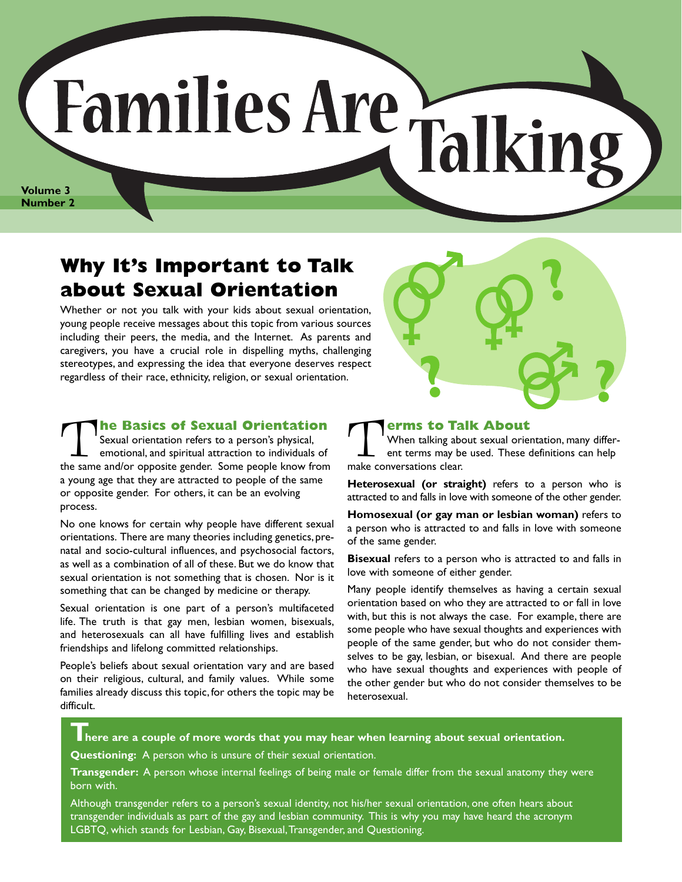# Families Are Talking

**Volume 3**
**Number 2**

## Why It's Important to Talk about Sexual Orientation

Whether or not you talk with your kids about sexual orientation, young people receive messages about this topic from various sources including their peers, the media, and the Internet. As parents and caregivers, you have a crucial role in dispelling myths, challenging stereotypes, and expressing the idea that everyone deserves respect regardless of their race, ethnicity, religion, or sexual orientation.

### The Basics of Sexual Orientation

Sexual orientation refers to a person's physical, emotional, and spiritual attraction to individuals of the same and/or opposite gender. Some people know from a young age that they are attracted to people of the same or opposite gender. For others, it can be an evolving process.

No one knows for certain why people have different sexual orientations. There are many theories including genetics, prenatal and socio-cultural influences, and psychosocial factors, as well as a combination of all of these. But we do know that sexual orientation is not something that is chosen. Nor is it something that can be changed by medicine or therapy.

Sexual orientation is one part of a person's multifaceted life. The truth is that gay men, lesbian women, bisexuals, and heterosexuals can all have fulfilling lives and establish friendships and lifelong committed relationships.

People's beliefs about sexual orientation vary and are based on their religious, cultural, and family values. While some families already discuss this topic, for others the topic may be difficult.

### Terms to Talk About

When talking about sexual orientation, many different terms may be used. These definitions can help make conversations clear.

**Heterosexual (or straight)** refers to a person who is attracted to and falls in love with someone of the other gender.

**Homosexual (or gay man or lesbian woman)** refers to a person who is attracted to and falls in love with someone of the same gender.

**Bisexual** refers to a person who is attracted to and falls in love with someone of either gender.

Many people identify themselves as having a certain sexual orientation based on who they are attracted to or fall in love with, but this is not always the case. For example, there are some people who have sexual thoughts and experiences with people of the same gender, but who do not consider themselves to be gay, lesbian, or bisexual. And there are people who have sexual thoughts and experiences with people of the other gender but who do not consider themselves to be heterosexual.

**There are a couple of more words that you may hear when learning about sexual orientation.**

**Questioning:** A person who is unsure of their sexual orientation.

**Transgender:** A person whose internal feelings of being male or female differ from the sexual anatomy they were born with.

Although transgender refers to a person's sexual identity, not his/her sexual orientation, one often hears about transgender individuals as part of the gay and lesbian community. This is why you may have heard the acronym LGBTQ, which stands for Lesbian, Gay, Bisexual, Transgender, and Questioning.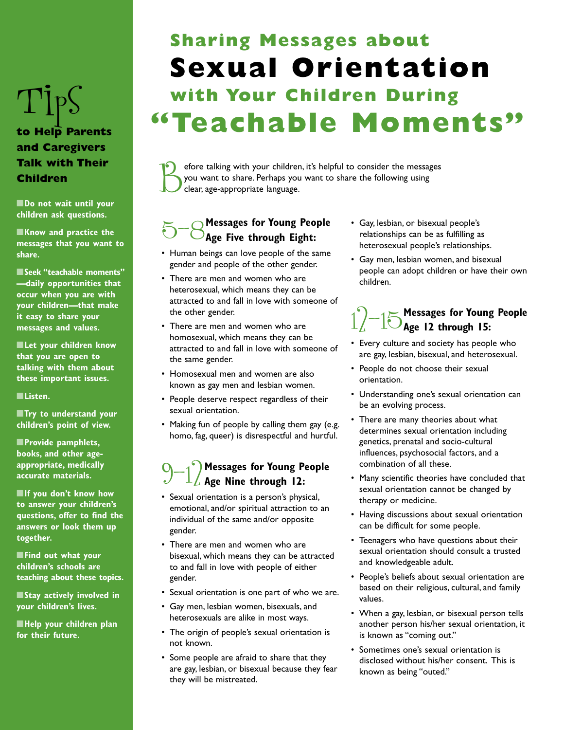# Sharing Messages about Sexual Orientation with Your Children During "Teachable Moments"

Before talking with your children, it's helpful to consider the messages you want to share. Perhaps you want to share the following using clear, age-appropriate language.

## 5–8 Messages for Young People Age Five through Eight:

- Human beings can love people of the same gender and people of the other gender.
- There are men and women who are heterosexual, which means they can be attracted to and fall in love with someone of the other gender.
- There are men and women who are homosexual, which means they can be attracted to and fall in love with someone of the same gender.
- Homosexual men and women are also known as gay men and lesbian women.
- People deserve respect regardless of their sexual orientation.
- Making fun of people by calling them gay (e.g. homo, fag, queer) is disrespectful and hurtful.

## 9–12 Messages for Young People Age Nine through 12:

- Sexual orientation is a person's physical, emotional, and/or spiritual attraction to an individual of the same and/or opposite gender.
- There are men and women who are bisexual, which means they can be attracted to and fall in love with people of either gender.
- Sexual orientation is one part of who we are.
- Gay men, lesbian women, bisexuals, and heterosexuals are alike in most ways.
- The origin of people's sexual orientation is not known.
- Some people are afraid to share that they are gay, lesbian, or bisexual because they fear they will be mistreated.
- Gay, lesbian, or bisexual people's relationships can be as fulfilling as heterosexual people's relationships.
- Gay men, lesbian women, and bisexual people can adopt children or have their own children.

## 12–15 Messages for Young People Age 12 through 15:

- Every culture and society has people who are gay, lesbian, bisexual, and heterosexual.
- People do not choose their sexual orientation.
- Understanding one's sexual orientation can be an evolving process.
- There are many theories about what determines sexual orientation including genetics, prenatal and socio-cultural influences, psychosocial factors, and a combination of all these.
- Many scientific theories have concluded that sexual orientation cannot be changed by therapy or medicine.
- Having discussions about sexual orientation can be difficult for some people.
- Teenagers who have questions about their sexual orientation should consult a trusted and knowledgeable adult.
- People's beliefs about sexual orientation are based on their religious, cultural, and family values.
- When a gay, lesbian, or bisexual person tells another person his/her sexual orientation, it is known as "coming out."
- Sometimes one's sexual orientation is disclosed without his/her consent. This is known as being "outed."

## Tips to Help Parents and Caregivers Talk with Their Children

- **Do not wait until your children ask questions.**
- **Know and practice the messages that you want to share.**
- **Seek "teachable moments"—daily opportunities that occur when you are with your children—that make it easy to share your messages and values.**
- **Let your children know that you are open to talking with them about these important issues.**
- **Listen.**
- **Try to understand your children's point of view.**
- **Provide pamphlets, books, and other age-appropriate, medically accurate materials.**
- **If you don't know how to answer your children's questions, offer to find the answers or look them up together.**
- **Find out what your children's schools are teaching about these topics.**
- **Stay actively involved in your children's lives.**
- **Help your children plan for their future.**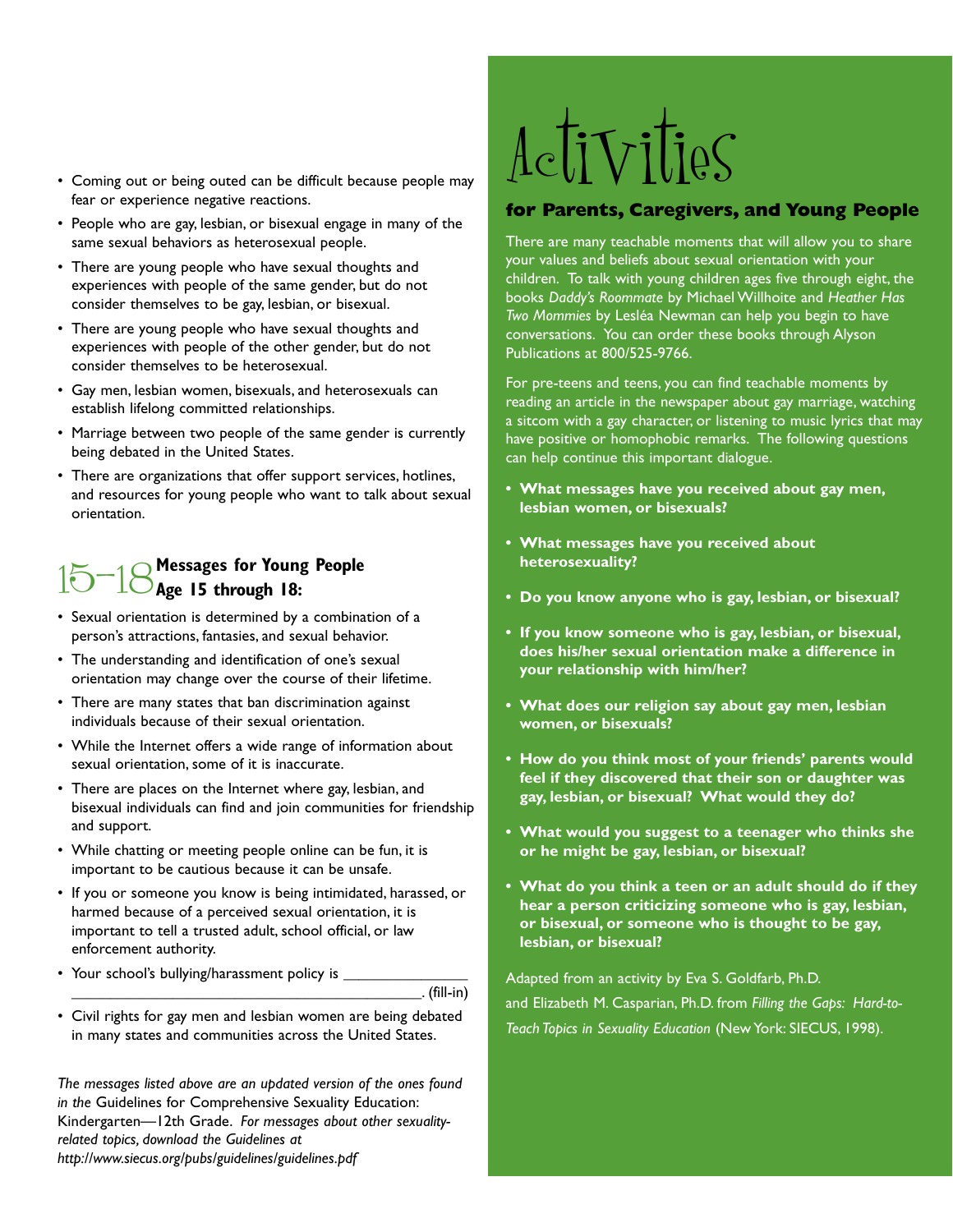- Coming out or being outed can be difficult because people may fear or experience negative reactions.
- People who are gay, lesbian, or bisexual engage in many of the same sexual behaviors as heterosexual people.
- There are young people who have sexual thoughts and experiences with people of the same gender, but do not consider themselves to be gay, lesbian, or bisexual.
- There are young people who have sexual thoughts and experiences with people of the other gender, but do not consider themselves to be heterosexual.
- Gay men, lesbian women, bisexuals, and heterosexuals can establish lifelong committed relationships.
- Marriage between two people of the same gender is currently being debated in the United States.
- There are organizations that offer support services, hotlines, and resources for young people who want to talk about sexual orientation.

## 15–18 Messages for Young People Age 15 through 18:

- Sexual orientation is determined by a combination of a person's attractions, fantasies, and sexual behavior.
- The understanding and identification of one's sexual orientation may change over the course of their lifetime.
- There are many states that ban discrimination against individuals because of their sexual orientation.
- While the Internet offers a wide range of information about sexual orientation, some of it is inaccurate.
- There are places on the Internet where gay, lesbian, and bisexual individuals can find and join communities for friendship and support.
- While chatting or meeting people online can be fun, it is important to be cautious because it can be unsafe.
- If you or someone you know is being intimidated, harassed, or harmed because of a perceived sexual orientation, it is important to tell a trusted adult, school official, or law enforcement authority.
- Your school's bullying/harassment policy is _______________ _____________________________________________. (fill-in)
- Civil rights for gay men and lesbian women are being debated in many states and communities across the United States.

*The messages listed above are an updated version of the ones found in the* Guidelines for Comprehensive Sexuality Education: Kindergarten—12th Grade. *For messages about other sexuality-related topics, download the Guidelines at http://www.siecus.org/pubs/guidelines/guidelines.pdf*

# Activities

### for Parents, Caregivers, and Young People

There are many teachable moments that will allow you to share your values and beliefs about sexual orientation with your children. To talk with young children ages five through eight, the books *Daddy's Roommate* by Michael Willhoite and *Heather Has Two Mommies* by Lesléa Newman can help you begin to have conversations. You can order these books through Alyson Publications at 800/525-9766.

For pre-teens and teens, you can find teachable moments by reading an article in the newspaper about gay marriage, watching a sitcom with a gay character, or listening to music lyrics that may have positive or homophobic remarks. The following questions can help continue this important dialogue.

- **What messages have you received about gay men, lesbian women, or bisexuals?**
- **What messages have you received about heterosexuality?**
- **Do you know anyone who is gay, lesbian, or bisexual?**
- **If you know someone who is gay, lesbian, or bisexual, does his/her sexual orientation make a difference in your relationship with him/her?**
- **What does our religion say about gay men, lesbian women, or bisexuals?**
- **How do you think most of your friends' parents would feel if they discovered that their son or daughter was gay, lesbian, or bisexual? What would they do?**
- **What would you suggest to a teenager who thinks she or he might be gay, lesbian, or bisexual?**
- **What do you think a teen or an adult should do if they hear a person criticizing someone who is gay, lesbian, or bisexual, or someone who is thought to be gay, lesbian, or bisexual?**

Adapted from an activity by Eva S. Goldfarb, Ph.D. and Elizabeth M. Casparian, Ph.D. from *Filling the Gaps: Hard-to-Teach Topics in Sexuality Education* (New York: SIECUS, 1998).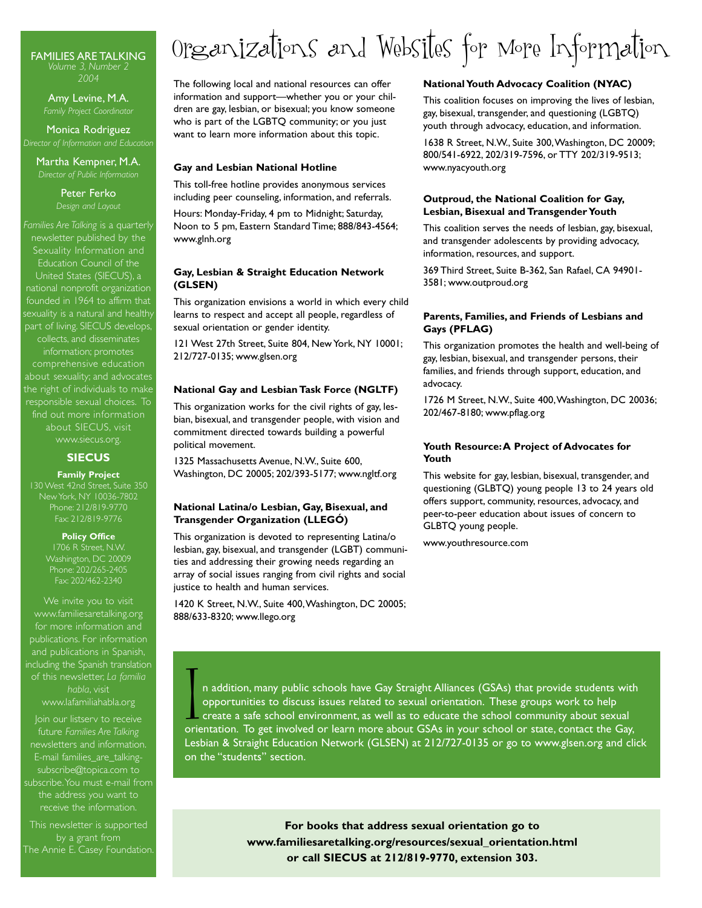**FAMILIES ARE TALKING**
*Volume 3, Number 2*
*2004*

Amy Levine, M.A.
*Family Project Coordinator*

Monica Rodriguez
*Director of Information and Education*

Martha Kempner, M.A.
*Director of Public Information*

Peter Ferko
*Design and Layout*

*Families Are Talking* is a quarterly newsletter published by the Sexuality Information and Education Council of the United States (SIECUS), a national nonprofit organization founded in 1964 to affirm that sexuality is a natural and healthy part of living. SIECUS develops, collects, and disseminates information; promotes comprehensive education about sexuality; and advocates the right of individuals to make responsible sexual choices. To find out more information about SIECUS, visit www.siecus.org.

**SIECUS**

**Family Project**
130 West 42nd Street, Suite 350
New York, NY 10036-7802
Phone: 212/819-9770
Fax: 212/819-9776

**Policy Office**
1706 R Street, N.W.
Washington, DC 20009
Phone: 202/265-2405
Fax: 202/462-2340

We invite you to visit www.familiesaretalking.org for more information and publications. For information and publications in Spanish, including the Spanish translation of this newsletter, *La familia habla*, visit www.lafamiliahabla.org

Join our listserv to receive future *Families Are Talking* newsletters and information. E-mail families_are_talking-subscribe@topica.com to subscribe. You must e-mail from the address you want to receive the information.

This newsletter is supported by a grant from The Annie E. Casey Foundation.

# Organizations and Websites for More Information

The following local and national resources can offer information and support—whether you or your children are gay, lesbian, or bisexual; you know someone who is part of the LGBTQ community; or you just want to learn more information about this topic.

**Gay and Lesbian National Hotline**

This toll-free hotline provides anonymous services including peer counseling, information, and referrals.

Hours: Monday-Friday, 4 pm to Midnight; Saturday, Noon to 5 pm, Eastern Standard Time; 888/843-4564; www.glnh.org

**Gay, Lesbian & Straight Education Network (GLSEN)**

This organization envisions a world in which every child learns to respect and accept all people, regardless of sexual orientation or gender identity.

121 West 27th Street, Suite 804, New York, NY 10001; 212/727-0135; www.glsen.org

**National Gay and Lesbian Task Force (NGLTF)**

This organization works for the civil rights of gay, lesbian, bisexual, and transgender people, with vision and commitment directed towards building a powerful political movement.

1325 Massachusetts Avenue, N.W., Suite 600, Washington, DC 20005; 202/393-5177; www.ngltf.org

**National Latina/o Lesbian, Gay, Bisexual, and Transgender Organization (LLEGÓ)**

This organization is devoted to representing Latina/o lesbian, gay, bisexual, and transgender (LGBT) communities and addressing their growing needs regarding an array of social issues ranging from civil rights and social justice to health and human services.

1420 K Street, N.W., Suite 400, Washington, DC 20005; 888/633-8320; www.llego.org

**National Youth Advocacy Coalition (NYAC)**

This coalition focuses on improving the lives of lesbian, gay, bisexual, transgender, and questioning (LGBTQ) youth through advocacy, education, and information.

1638 R Street, N.W., Suite 300, Washington, DC 20009; 800/541-6922, 202/319-7596, or TTY 202/319-9513; www.nyacyouth.org

**Outproud, the National Coalition for Gay, Lesbian, Bisexual and Transgender Youth**

This coalition serves the needs of lesbian, gay, bisexual, and transgender adolescents by providing advocacy, information, resources, and support.

369 Third Street, Suite B-362, San Rafael, CA 94901-3581; www.outproud.org

**Parents, Families, and Friends of Lesbians and Gays (PFLAG)**

This organization promotes the health and well-being of gay, lesbian, bisexual, and transgender persons, their families, and friends through support, education, and advocacy.

1726 M Street, N.W., Suite 400, Washington, DC 20036; 202/467-8180; www.pflag.org

**Youth Resource: A Project of Advocates for Youth**

This website for gay, lesbian, bisexual, transgender, and questioning (GLBTQ) young people 13 to 24 years old offers support, community, resources, advocacy, and peer-to-peer education about issues of concern to GLBTQ young people.

www.youthresource.com

In addition, many public schools have Gay Straight Alliances (GSAs) that provide students with opportunities to discuss issues related to sexual orientation. These groups work to help create a safe school environment, as well as to educate the school community about sexual orientation. To get involved or learn more about GSAs in your school or state, contact the Gay, Lesbian & Straight Education Network (GLSEN) at 212/727-0135 or go to www.glsen.org and click on the "students" section.

**For books that address sexual orientation go to www.familiesaretalking.org/resources/sexual_orientation.html or call SIECUS at 212/819-9770, extension 303.**